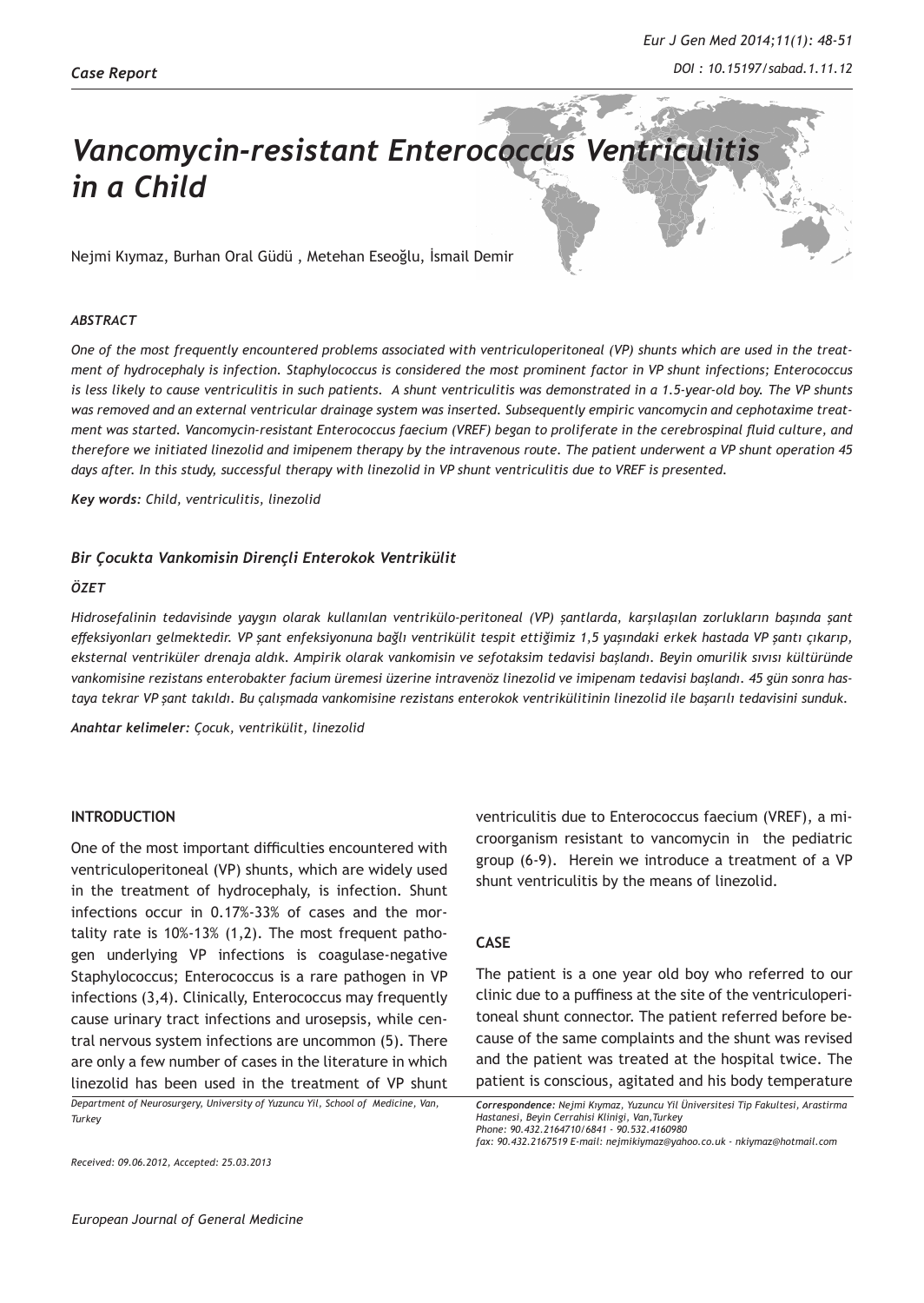*Case Report*

# *Vancomycin-resistant Enterococcus Ventriculitis in a Child*

Nejmi Kıymaz, Burhan Oral Güdü , Metehan Eseoğlu, İsmail Demir

### *ABSTRACT*

*One of the most frequently encountered problems associated with ventriculoperitoneal (VP) shunts which are used in the treatment of hydrocephaly is infection. Staphylococcus is considered the most prominent factor in VP shunt infections; Enterococcus is less likely to cause ventriculitis in such patients. A shunt ventriculitis was demonstrated in a 1.5-year-old boy. The VP shunts was removed and an external ventricular drainage system was inserted. Subsequently empiric vancomycin and cephotaxime treatment was started. Vancomycin-resistant Enterococcus faecium (VREF) began to proliferate in the cerebrospinal fluid culture, and therefore we initiated linezolid and imipenem therapy by the intravenous route. The patient underwent a VP shunt operation 45 days after. In this study, successful therapy with linezolid in VP shunt ventriculitis due to VREF is presented.*

***Key words:** Child, ventriculitis, linezolid*

### *Bir Çocukta Vankomisin Dirençli Enterokok Ventrikülit*

### *ÖZET*

*Hidrosefalinin tedavisinde yaygın olarak kullanılan ventrikülo-peritoneal (VP) şantlarda, karşılaşılan zorlukların başında şant effeksiyonları gelmektedir. VP şant enfeksiyonuna bağlı ventrikülit tespit ettiğimiz 1,5 yaşındaki erkek hastada VP şantı çıkarıp, eksternal ventriküler drenaja aldık. Ampirik olarak vankomisin ve sefotaksim tedavisi başlandı. Beyin omurilik sıvısı kültüründe vankomisine rezistans enterobakter facium üremesi üzerine intravenöz linezolid ve imipenam tedavisi başlandı. 45 gün sonra hastaya tekrar VP şant takıldı. Bu çalışmada vankomisine rezistans enterokok ventrikülitinin linezolid ile başarılı tedavisini sunduk.*

***Anahtar kelimeler:** Çocuk, ventrikülit, linezolid*

## INTRODUCTION

One of the most important difficulties encountered with ventriculoperitoneal (VP) shunts, which are widely used in the treatment of hydrocephaly, is infection. Shunt infections occur in 0.17%-33% of cases and the mortality rate is 10%-13% (1,2). The most frequent pathogen underlying VP infections is coagulase-negative Staphylococcus; Enterococcus is a rare pathogen in VP infections (3,4). Clinically, Enterococcus may frequently cause urinary tract infections and urosepsis, while central nervous system infections are uncommon (5). There are only a few number of cases in the literature in which linezolid has been used in the treatment of VP shunt ventriculitis due to Enterococcus faecium (VREF), a microorganism resistant to vancomycin in the pediatric group (6-9). Herein we introduce a treatment of a VP shunt ventriculitis by the means of linezolid.

## CASE

The patient is a one year old boy who referred to our clinic due to a puffiness at the site of the ventriculoperitoneal shunt connector. The patient referred before because of the same complaints and the shunt was revised and the patient was treated at the hospital twice. The patient is conscious, agitated and his body temperature

*Department of Neurosurgery, University of Yuzuncu Yil, School of Medicine, Van, Turkey*

*Received: 09.06.2012, Accepted: 25.03.2013*

***Correspondence:** Nejmi Kıymaz, Yuzuncu Yil Üniversitesi Tip Fakultesi, Arastirma Hastanesi, Beyin Cerrahisi Klinigi, Van,Turkey*
*Phone: 90.432.2164710/6841 - 90.532.4160980*
*fax: 90.432.2167519 E-mail: nejmikiymaz@yahoo.co.uk - nkiymaz@hotmail.com*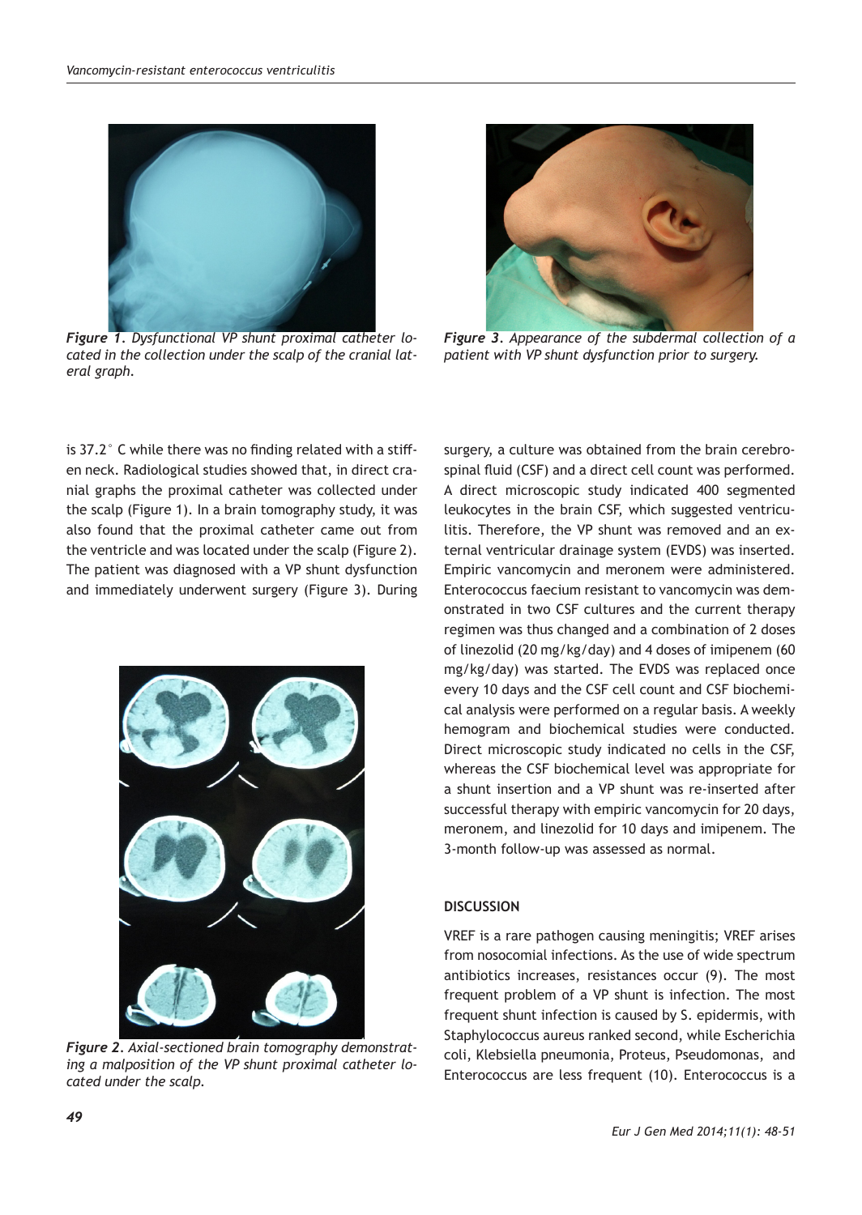*Figure 1. Dysfunctional VP shunt proximal catheter located in the collection under the scalp of the cranial lateral graph.*

*Figure 3. Appearance of the subdermal collection of a patient with VP shunt dysfunction prior to surgery.*

is 37.2° C while there was no finding related with a stiffen neck. Radiological studies showed that, in direct cranial graphs the proximal catheter was collected under the scalp (Figure 1). In a brain tomography study, it was also found that the proximal catheter came out from the ventricle and was located under the scalp (Figure 2). The patient was diagnosed with a VP shunt dysfunction and immediately underwent surgery (Figure 3). During surgery, a culture was obtained from the brain cerebrospinal fluid (CSF) and a direct cell count was performed. A direct microscopic study indicated 400 segmented leukocytes in the brain CSF, which suggested ventriculitis. Therefore, the VP shunt was removed and an external ventricular drainage system (EVDS) was inserted. Empiric vancomycin and meronem were administered. Enterococcus faecium resistant to vancomycin was demonstrated in two CSF cultures and the current therapy regimen was thus changed and a combination of 2 doses of linezolid (20 mg/kg/day) and 4 doses of imipenem (60 mg/kg/day) was started. The EVDS was replaced once every 10 days and the CSF cell count and CSF biochemical analysis were performed on a regular basis. A weekly hemogram and biochemical studies were conducted. Direct microscopic study indicated no cells in the CSF, whereas the CSF biochemical level was appropriate for a shunt insertion and a VP shunt was re-inserted after successful therapy with empiric vancomycin for 20 days, meronem, and linezolid for 10 days and imipenem. The 3-month follow-up was assessed as normal.

*Figure 2. Axial-sectioned brain tomography demonstrating a malposition of the VP shunt proximal catheter located under the scalp.*

## DISCUSSION

VREF is a rare pathogen causing meningitis; VREF arises from nosocomial infections. As the use of wide spectrum antibiotics increases, resistances occur (9). The most frequent problem of a VP shunt is infection. The most frequent shunt infection is caused by S. epidermis, with Staphylococcus aureus ranked second, while Escherichia coli, Klebsiella pneumonia, Proteus, Pseudomonas, and Enterococcus are less frequent (10). Enterococcus is a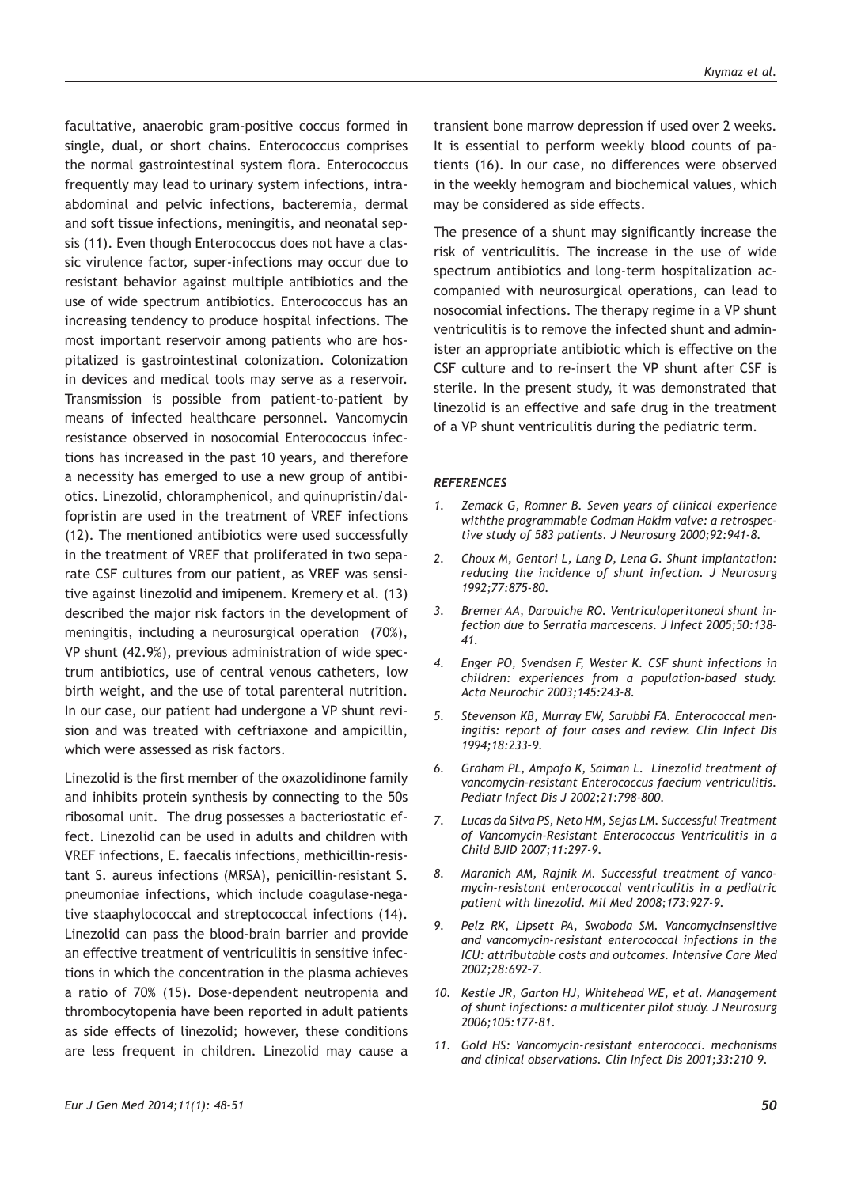facultative, anaerobic gram-positive coccus formed in single, dual, or short chains. Enterococcus comprises the normal gastrointestinal system flora. Enterococcus frequently may lead to urinary system infections, intra-abdominal and pelvic infections, bacteremia, dermal and soft tissue infections, meningitis, and neonatal sepsis (11). Even though Enterococcus does not have a classic virulence factor, super-infections may occur due to resistant behavior against multiple antibiotics and the use of wide spectrum antibiotics. Enterococcus has an increasing tendency to produce hospital infections. The most important reservoir among patients who are hospitalized is gastrointestinal colonization. Colonization in devices and medical tools may serve as a reservoir. Transmission is possible from patient-to-patient by means of infected healthcare personnel. Vancomycin resistance observed in nosocomial Enterococcus infections has increased in the past 10 years, and therefore a necessity has emerged to use a new group of antibiotics. Linezolid, chloramphenicol, and quinupristin/dalfopristin are used in the treatment of VREF infections (12). The mentioned antibiotics were used successfully in the treatment of VREF that proliferated in two separate CSF cultures from our patient, as VREF was sensitive against linezolid and imipenem. Kremery et al. (13) described the major risk factors in the development of meningitis, including a neurosurgical operation (70%), VP shunt (42.9%), previous administration of wide spectrum antibiotics, use of central venous catheters, low birth weight, and the use of total parenteral nutrition. In our case, our patient had undergone a VP shunt revision and was treated with ceftriaxone and ampicillin, which were assessed as risk factors.

Linezolid is the first member of the oxazolidinone family and inhibits protein synthesis by connecting to the 50s ribosomal unit. The drug possesses a bacteriostatic effect. Linezolid can be used in adults and children with VREF infections, E. faecalis infections, methicillin-resistant S. aureus infections (MRSA), penicillin-resistant S. pneumoniae infections, which include coagulase-negative staaphylococcal and streptococcal infections (14). Linezolid can pass the blood-brain barrier and provide an effective treatment of ventriculitis in sensitive infections in which the concentration in the plasma achieves a ratio of 70% (15). Dose-dependent neutropenia and thrombocytopenia have been reported in adult patients as side effects of linezolid; however, these conditions are less frequent in children. Linezolid may cause a transient bone marrow depression if used over 2 weeks. It is essential to perform weekly blood counts of patients (16). In our case, no differences were observed in the weekly hemogram and biochemical values, which may be considered as side effects.

The presence of a shunt may significantly increase the risk of ventriculitis. The increase in the use of wide spectrum antibiotics and long-term hospitalization accompanied with neurosurgical operations, can lead to nosocomial infections. The therapy regime in a VP shunt ventriculitis is to remove the infected shunt and administer an appropriate antibiotic which is effective on the CSF culture and to re-insert the VP shunt after CSF is sterile. In the present study, it was demonstrated that linezolid is an effective and safe drug in the treatment of a VP shunt ventriculitis during the pediatric term.

### *REFERENCES*

1. *Zemack G, Romner B. Seven years of clinical experience withthe programmable Codman Hakim valve: a retrospective study of 583 patients. J Neurosurg 2000;92:941-8.*
2. *Choux M, Gentori L, Lang D, Lena G. Shunt implantation: reducing the incidence of shunt infection. J Neurosurg 1992;77:875-80.*
3. *Bremer AA, Darouiche RO. Ventriculoperitoneal shunt infection due to Serratia marcescens. J Infect 2005;50:138-41.*
4. *Enger PO, Svendsen F, Wester K. CSF shunt infections in children: experiences from a population-based study. Acta Neurochir 2003;145:243-8.*
5. *Stevenson KB, Murray EW, Sarubbi FA. Enterococcal meningitis: report of four cases and review. Clin Infect Dis 1994;18:233–9.*
6. *Graham PL, Ampofo K, Saiman L. Linezolid treatment of vancomycin-resistant Enterococcus faecium ventriculitis. Pediatr Infect Dis J 2002;21:798-800.*
7. *Lucas da Silva PS, Neto HM, Sejas LM. Successful Treatment of Vancomycin-Resistant Enterococcus Ventriculitis in a Child BJID 2007;11:297-9.*
8. *Maranich AM, Rajnik M. Successful treatment of vancomycin-resistant enterococcal ventriculitis in a pediatric patient with linezolid. Mil Med 2008;173:927-9.*
9. *Pelz RK, Lipsett PA, Swoboda SM. Vancomycinsensitive and vancomycin-resistant enterococcal infections in the ICU: attributable costs and outcomes. Intensive Care Med 2002;28:692–7.*
10. *Kestle JR, Garton HJ, Whitehead WE, et al. Management of shunt infections: a multicenter pilot study. J Neurosurg 2006;105:177-81.*
11. *Gold HS: Vancomycin-resistant enterococci. mechanisms and clinical observations. Clin Infect Dis 2001;33:210–9.*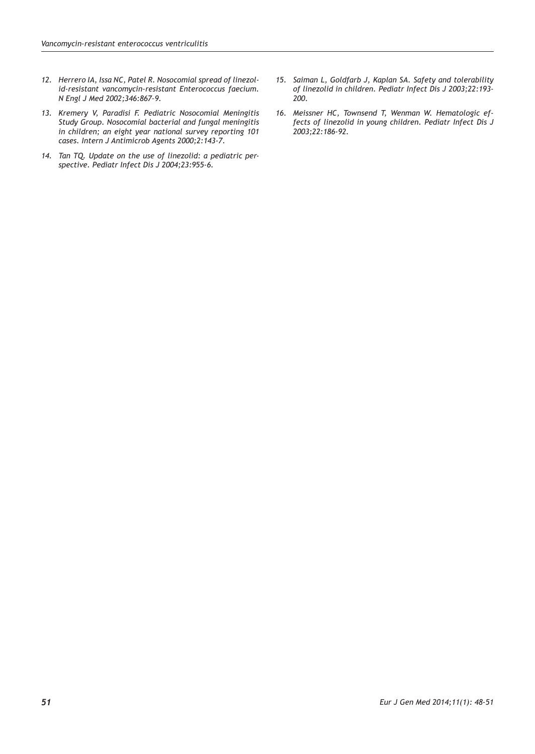12. Herrero IA, Issa NC, Patel R. Nosocomial spread of linezolid-resistant vancomycin-resistant Enterococcus faecium. N Engl J Med 2002;346:867–9.
13. Kremery V, Paradisi F. Pediatric Nosocomial Meningitis Study Group. Nosocomial bacterial and fungal meningitis in children; an eight year national survey reporting 101 cases. Intern J Antimicrob Agents 2000;2:143-7.
14. Tan TQ. Update on the use of linezolid: a pediatric perspective. Pediatr Infect Dis J 2004;23:955-6.
15. Saiman L, Goldfarb J, Kaplan SA. Safety and tolerability of linezolid in children. Pediatr Infect Dis J 2003;22:193-200.
16. Meissner HC, Townsend T, Wenman W. Hematologic effects of linezolid in young children. Pediatr Infect Dis J 2003;22:186-92.